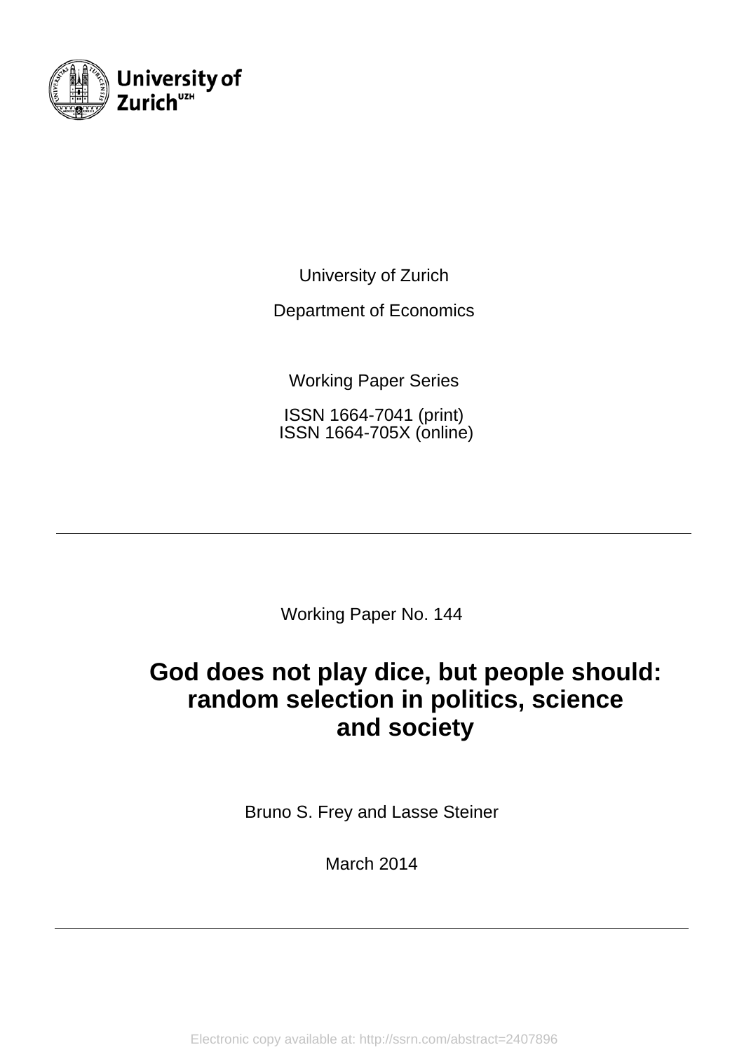University of Zurich

Department of Economics

Working Paper Series

ISSN 1664-7041 (print)
ISSN 1664-705X (online)

---

Working Paper No. 144

# God does not play dice, but people should: random selection in politics, science and society

Bruno S. Frey and Lasse Steiner

March 2014

---

Electronic copy available at: http://ssrn.com/abstract=2407896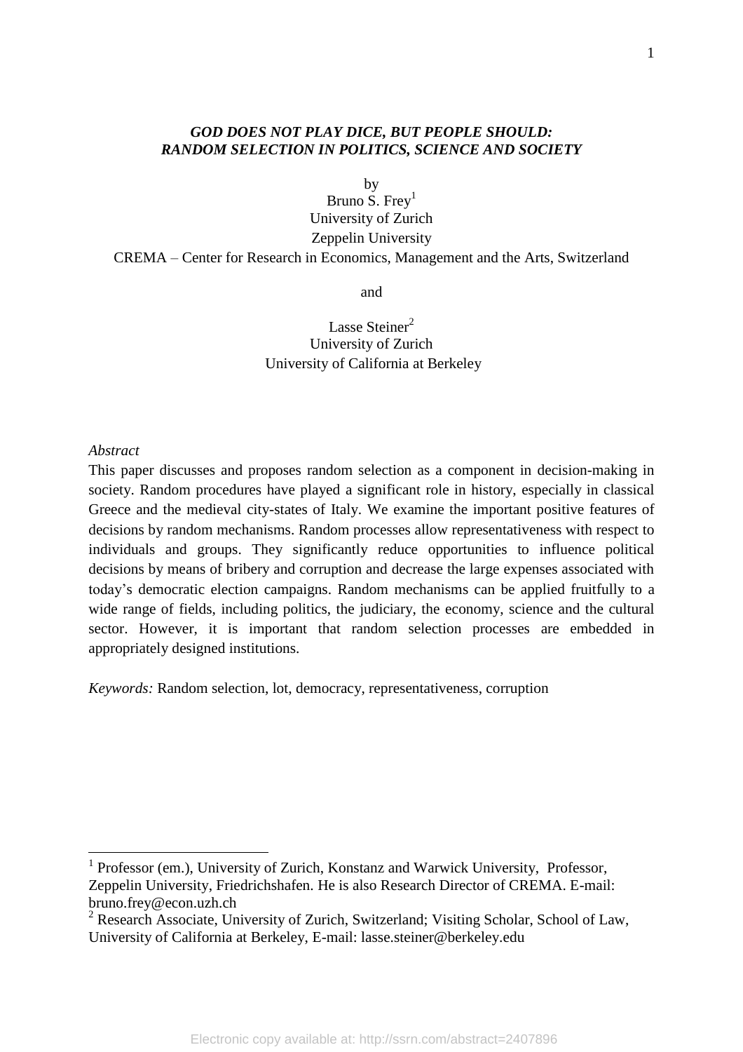***GOD DOES NOT PLAY DICE, BUT PEOPLE SHOULD: RANDOM SELECTION IN POLITICS, SCIENCE AND SOCIETY***

by

Bruno S. Frey[1]

University of Zurich

Zeppelin University

CREMA – Center for Research in Economics, Management and the Arts, Switzerland

and

Lasse Steiner[2]

University of Zurich

University of California at Berkeley

*Abstract*

This paper discusses and proposes random selection as a component in decision-making in society. Random procedures have played a significant role in history, especially in classical Greece and the medieval city-states of Italy. We examine the important positive features of decisions by random mechanisms. Random processes allow representativeness with respect to individuals and groups. They significantly reduce opportunities to influence political decisions by means of bribery and corruption and decrease the large expenses associated with today's democratic election campaigns. Random mechanisms can be applied fruitfully to a wide range of fields, including politics, the judiciary, the economy, science and the cultural sector. However, it is important that random selection processes are embedded in appropriately designed institutions.

*Keywords:* Random selection, lot, democracy, representativeness, corruption

[1] Professor (em.), University of Zurich, Konstanz and Warwick University, Professor, Zeppelin University, Friedrichshafen. He is also Research Director of CREMA. E-mail: bruno.frey@econ.uzh.ch

[2] Research Associate, University of Zurich, Switzerland; Visiting Scholar, School of Law, University of California at Berkeley, E-mail: lasse.steiner@berkeley.edu

Electronic copy available at: http://ssrn.com/abstract=2407896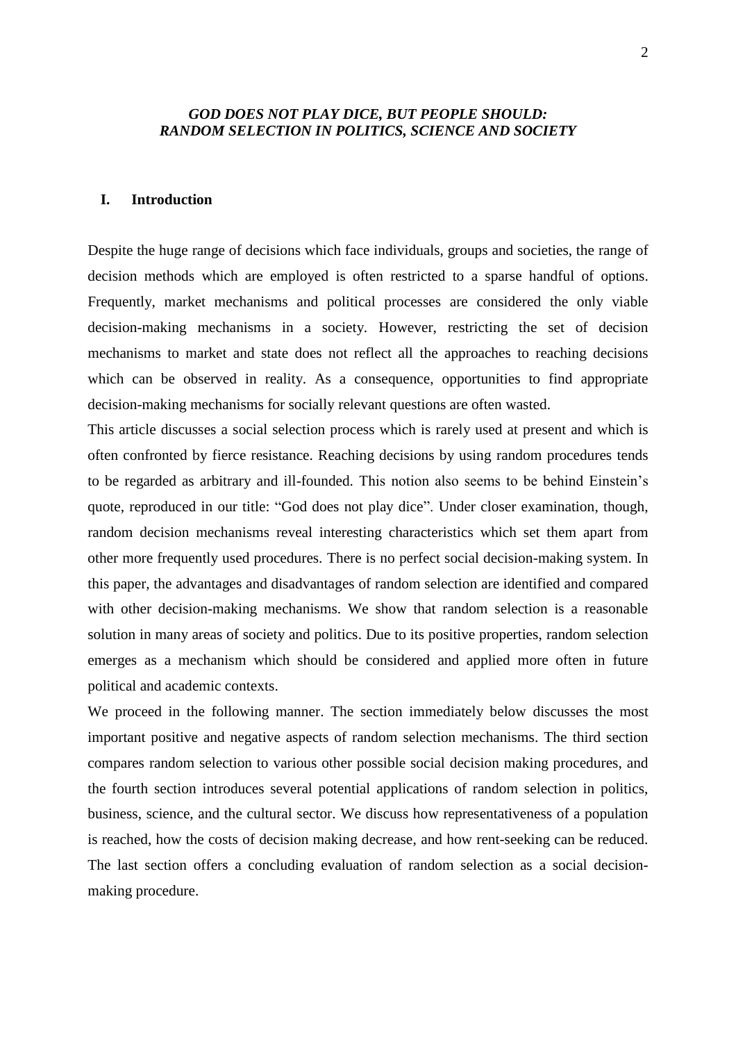## *GOD DOES NOT PLAY DICE, BUT PEOPLE SHOULD: RANDOM SELECTION IN POLITICS, SCIENCE AND SOCIETY*

### I. Introduction

Despite the huge range of decisions which face individuals, groups and societies, the range of decision methods which are employed is often restricted to a sparse handful of options. Frequently, market mechanisms and political processes are considered the only viable decision-making mechanisms in a society. However, restricting the set of decision mechanisms to market and state does not reflect all the approaches to reaching decisions which can be observed in reality. As a consequence, opportunities to find appropriate decision-making mechanisms for socially relevant questions are often wasted.

This article discusses a social selection process which is rarely used at present and which is often confronted by fierce resistance. Reaching decisions by using random procedures tends to be regarded as arbitrary and ill-founded. This notion also seems to be behind Einstein's quote, reproduced in our title: "God does not play dice". Under closer examination, though, random decision mechanisms reveal interesting characteristics which set them apart from other more frequently used procedures. There is no perfect social decision-making system. In this paper, the advantages and disadvantages of random selection are identified and compared with other decision-making mechanisms. We show that random selection is a reasonable solution in many areas of society and politics. Due to its positive properties, random selection emerges as a mechanism which should be considered and applied more often in future political and academic contexts.

We proceed in the following manner. The section immediately below discusses the most important positive and negative aspects of random selection mechanisms. The third section compares random selection to various other possible social decision making procedures, and the fourth section introduces several potential applications of random selection in politics, business, science, and the cultural sector. We discuss how representativeness of a population is reached, how the costs of decision making decrease, and how rent-seeking can be reduced. The last section offers a concluding evaluation of random selection as a social decision-making procedure.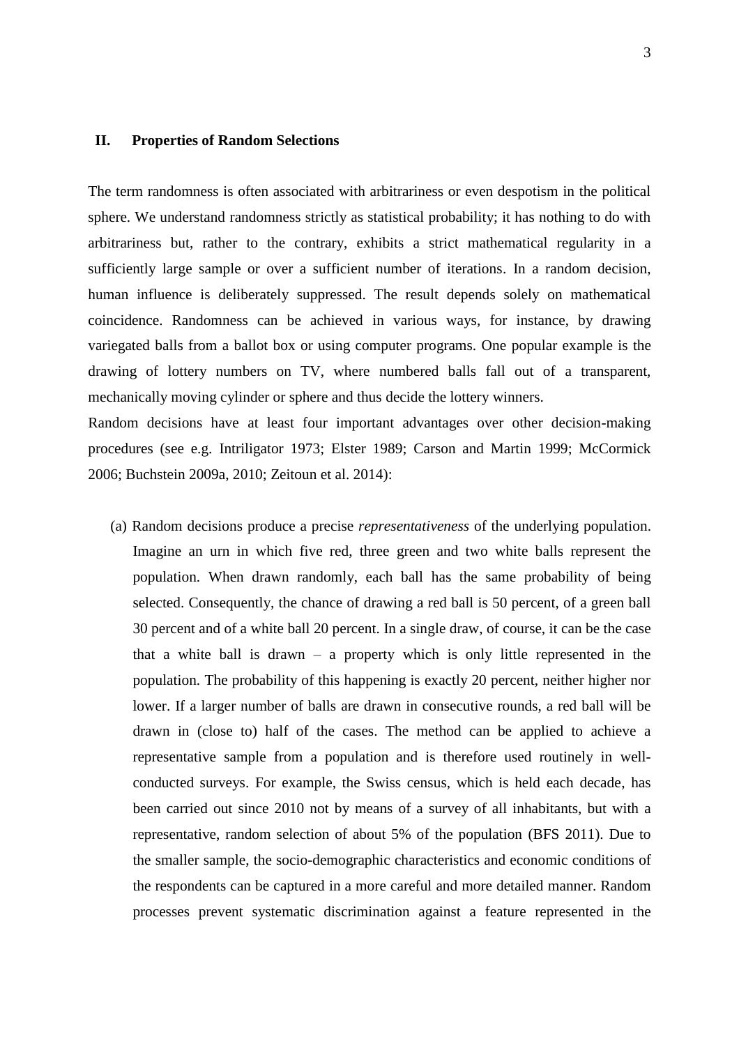## II. Properties of Random Selections

The term randomness is often associated with arbitrariness or even despotism in the political sphere. We understand randomness strictly as statistical probability; it has nothing to do with arbitrariness but, rather to the contrary, exhibits a strict mathematical regularity in a sufficiently large sample or over a sufficient number of iterations. In a random decision, human influence is deliberately suppressed. The result depends solely on mathematical coincidence. Randomness can be achieved in various ways, for instance, by drawing variegated balls from a ballot box or using computer programs. One popular example is the drawing of lottery numbers on TV, where numbered balls fall out of a transparent, mechanically moving cylinder or sphere and thus decide the lottery winners.

Random decisions have at least four important advantages over other decision-making procedures (see e.g. Intriligator 1973; Elster 1989; Carson and Martin 1999; McCormick 2006; Buchstein 2009a, 2010; Zeitoun et al. 2014):

(a) Random decisions produce a precise *representativeness* of the underlying population. Imagine an urn in which five red, three green and two white balls represent the population. When drawn randomly, each ball has the same probability of being selected. Consequently, the chance of drawing a red ball is 50 percent, of a green ball 30 percent and of a white ball 20 percent. In a single draw, of course, it can be the case that a white ball is drawn – a property which is only little represented in the population. The probability of this happening is exactly 20 percent, neither higher nor lower. If a larger number of balls are drawn in consecutive rounds, a red ball will be drawn in (close to) half of the cases. The method can be applied to achieve a representative sample from a population and is therefore used routinely in well-conducted surveys. For example, the Swiss census, which is held each decade, has been carried out since 2010 not by means of a survey of all inhabitants, but with a representative, random selection of about 5% of the population (BFS 2011). Due to the smaller sample, the socio-demographic characteristics and economic conditions of the respondents can be captured in a more careful and more detailed manner. Random processes prevent systematic discrimination against a feature represented in the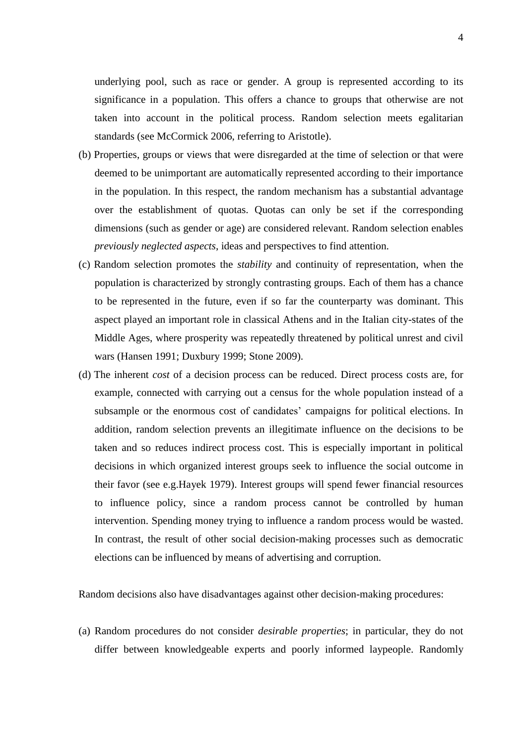underlying pool, such as race or gender. A group is represented according to its significance in a population. This offers a chance to groups that otherwise are not taken into account in the political process. Random selection meets egalitarian standards (see McCormick 2006, referring to Aristotle).

(b) Properties, groups or views that were disregarded at the time of selection or that were deemed to be unimportant are automatically represented according to their importance in the population. In this respect, the random mechanism has a substantial advantage over the establishment of quotas. Quotas can only be set if the corresponding dimensions (such as gender or age) are considered relevant. Random selection enables *previously neglected aspects*, ideas and perspectives to find attention.

(c) Random selection promotes the *stability* and continuity of representation, when the population is characterized by strongly contrasting groups. Each of them has a chance to be represented in the future, even if so far the counterparty was dominant. This aspect played an important role in classical Athens and in the Italian city-states of the Middle Ages, where prosperity was repeatedly threatened by political unrest and civil wars (Hansen 1991; Duxbury 1999; Stone 2009).

(d) The inherent *cost* of a decision process can be reduced. Direct process costs are, for example, connected with carrying out a census for the whole population instead of a subsample or the enormous cost of candidates' campaigns for political elections. In addition, random selection prevents an illegitimate influence on the decisions to be taken and so reduces indirect process cost. This is especially important in political decisions in which organized interest groups seek to influence the social outcome in their favor (see e.g.Hayek 1979). Interest groups will spend fewer financial resources to influence policy, since a random process cannot be controlled by human intervention. Spending money trying to influence a random process would be wasted. In contrast, the result of other social decision-making processes such as democratic elections can be influenced by means of advertising and corruption.

Random decisions also have disadvantages against other decision-making procedures:

(a) Random procedures do not consider *desirable properties*; in particular, they do not differ between knowledgeable experts and poorly informed laypeople. Randomly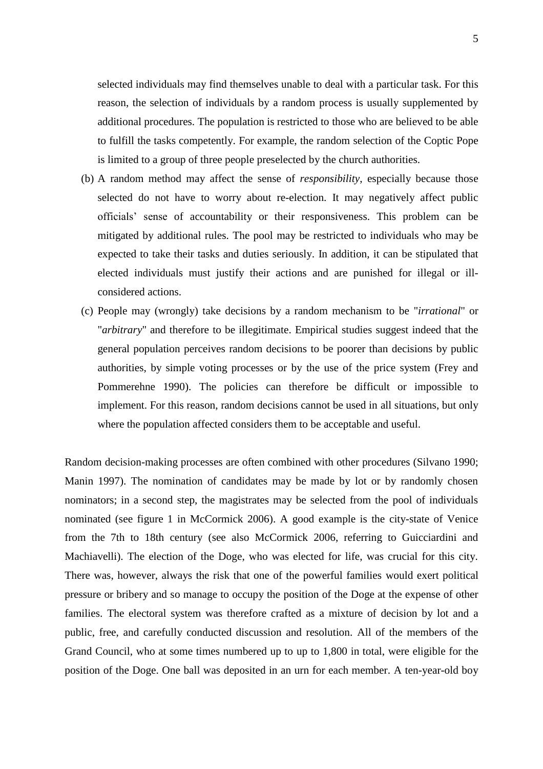selected individuals may find themselves unable to deal with a particular task. For this reason, the selection of individuals by a random process is usually supplemented by additional procedures. The population is restricted to those who are believed to be able to fulfill the tasks competently. For example, the random selection of the Coptic Pope is limited to a group of three people preselected by the church authorities.

(b) A random method may affect the sense of *responsibility*, especially because those selected do not have to worry about re-election. It may negatively affect public officials' sense of accountability or their responsiveness. This problem can be mitigated by additional rules. The pool may be restricted to individuals who may be expected to take their tasks and duties seriously. In addition, it can be stipulated that elected individuals must justify their actions and are punished for illegal or ill-considered actions.

(c) People may (wrongly) take decisions by a random mechanism to be "*irrational*" or "*arbitrary*" and therefore to be illegitimate. Empirical studies suggest indeed that the general population perceives random decisions to be poorer than decisions by public authorities, by simple voting processes or by the use of the price system (Frey and Pommerehne 1990). The policies can therefore be difficult or impossible to implement. For this reason, random decisions cannot be used in all situations, but only where the population affected considers them to be acceptable and useful.

Random decision-making processes are often combined with other procedures (Silvano 1990; Manin 1997). The nomination of candidates may be made by lot or by randomly chosen nominators; in a second step, the magistrates may be selected from the pool of individuals nominated (see figure 1 in McCormick 2006). A good example is the city-state of Venice from the 7th to 18th century (see also McCormick 2006, referring to Guicciardini and Machiavelli). The election of the Doge, who was elected for life, was crucial for this city. There was, however, always the risk that one of the powerful families would exert political pressure or bribery and so manage to occupy the position of the Doge at the expense of other families. The electoral system was therefore crafted as a mixture of decision by lot and a public, free, and carefully conducted discussion and resolution. All of the members of the Grand Council, who at some times numbered up to up to 1,800 in total, were eligible for the position of the Doge. One ball was deposited in an urn for each member. A ten-year-old boy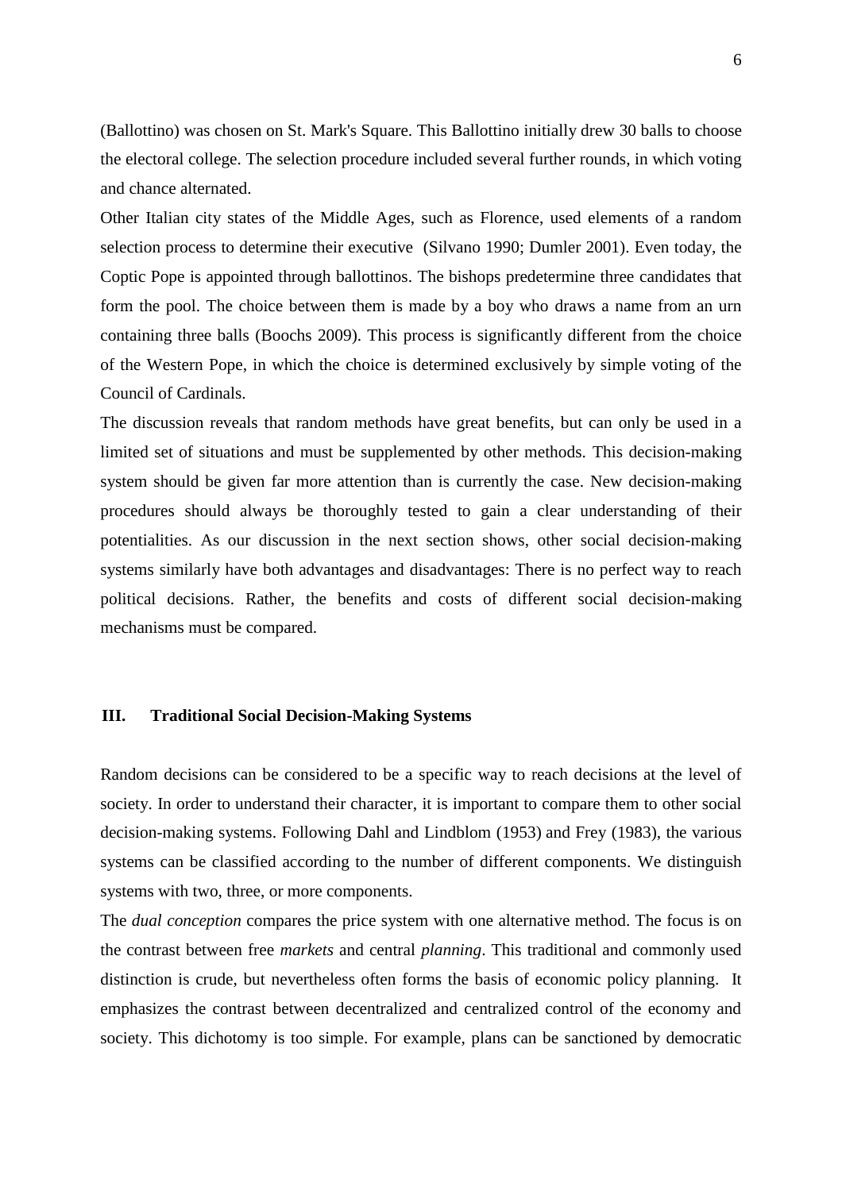(Ballottino) was chosen on St. Mark's Square. This Ballottino initially drew 30 balls to choose the electoral college. The selection procedure included several further rounds, in which voting and chance alternated.

Other Italian city states of the Middle Ages, such as Florence, used elements of a random selection process to determine their executive (Silvano 1990; Dumler 2001). Even today, the Coptic Pope is appointed through ballottinos. The bishops predetermine three candidates that form the pool. The choice between them is made by a boy who draws a name from an urn containing three balls (Boochs 2009). This process is significantly different from the choice of the Western Pope, in which the choice is determined exclusively by simple voting of the Council of Cardinals.

The discussion reveals that random methods have great benefits, but can only be used in a limited set of situations and must be supplemented by other methods. This decision-making system should be given far more attention than is currently the case. New decision-making procedures should always be thoroughly tested to gain a clear understanding of their potentialities. As our discussion in the next section shows, other social decision-making systems similarly have both advantages and disadvantages: There is no perfect way to reach political decisions. Rather, the benefits and costs of different social decision-making mechanisms must be compared.

## III. Traditional Social Decision-Making Systems

Random decisions can be considered to be a specific way to reach decisions at the level of society. In order to understand their character, it is important to compare them to other social decision-making systems. Following Dahl and Lindblom (1953) and Frey (1983), the various systems can be classified according to the number of different components. We distinguish systems with two, three, or more components.

The *dual conception* compares the price system with one alternative method. The focus is on the contrast between free *markets* and central *planning*. This traditional and commonly used distinction is crude, but nevertheless often forms the basis of economic policy planning. It emphasizes the contrast between decentralized and centralized control of the economy and society. This dichotomy is too simple. For example, plans can be sanctioned by democratic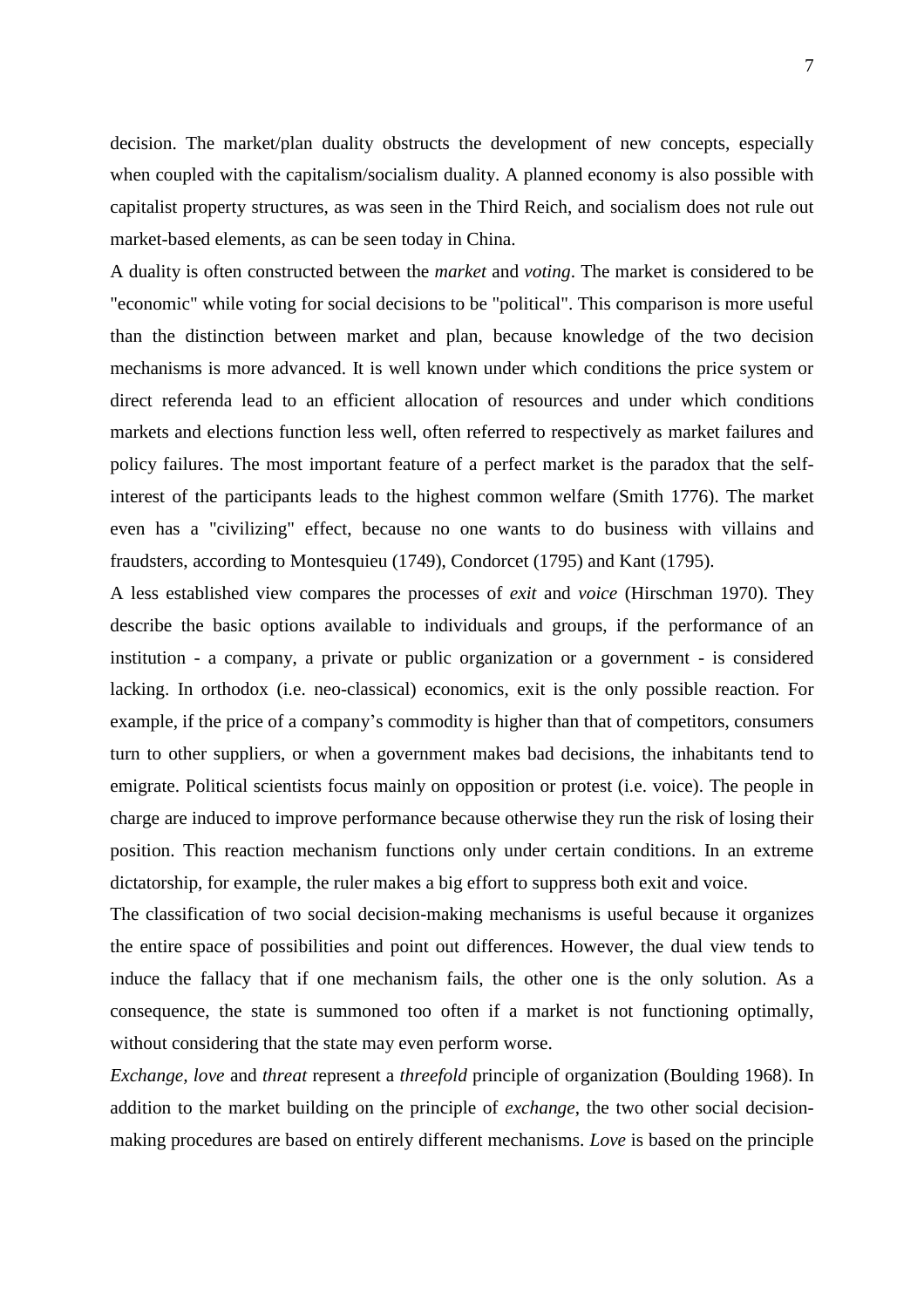decision. The market/plan duality obstructs the development of new concepts, especially when coupled with the capitalism/socialism duality. A planned economy is also possible with capitalist property structures, as was seen in the Third Reich, and socialism does not rule out market-based elements, as can be seen today in China.

A duality is often constructed between the *market* and *voting*. The market is considered to be "economic" while voting for social decisions to be "political". This comparison is more useful than the distinction between market and plan, because knowledge of the two decision mechanisms is more advanced. It is well known under which conditions the price system or direct referenda lead to an efficient allocation of resources and under which conditions markets and elections function less well, often referred to respectively as market failures and policy failures. The most important feature of a perfect market is the paradox that the self-interest of the participants leads to the highest common welfare (Smith 1776). The market even has a "civilizing" effect, because no one wants to do business with villains and fraudsters, according to Montesquieu (1749), Condorcet (1795) and Kant (1795).

A less established view compares the processes of *exit* and *voice* (Hirschman 1970). They describe the basic options available to individuals and groups, if the performance of an institution - a company, a private or public organization or a government - is considered lacking. In orthodox (i.e. neo-classical) economics, exit is the only possible reaction. For example, if the price of a company's commodity is higher than that of competitors, consumers turn to other suppliers, or when a government makes bad decisions, the inhabitants tend to emigrate. Political scientists focus mainly on opposition or protest (i.e. voice). The people in charge are induced to improve performance because otherwise they run the risk of losing their position. This reaction mechanism functions only under certain conditions. In an extreme dictatorship, for example, the ruler makes a big effort to suppress both exit and voice.

The classification of two social decision-making mechanisms is useful because it organizes the entire space of possibilities and point out differences. However, the dual view tends to induce the fallacy that if one mechanism fails, the other one is the only solution. As a consequence, the state is summoned too often if a market is not functioning optimally, without considering that the state may even perform worse.

*Exchange, love* and *threat* represent a *threefold* principle of organization (Boulding 1968). In addition to the market building on the principle of *exchange*, the two other social decision-making procedures are based on entirely different mechanisms. *Love* is based on the principle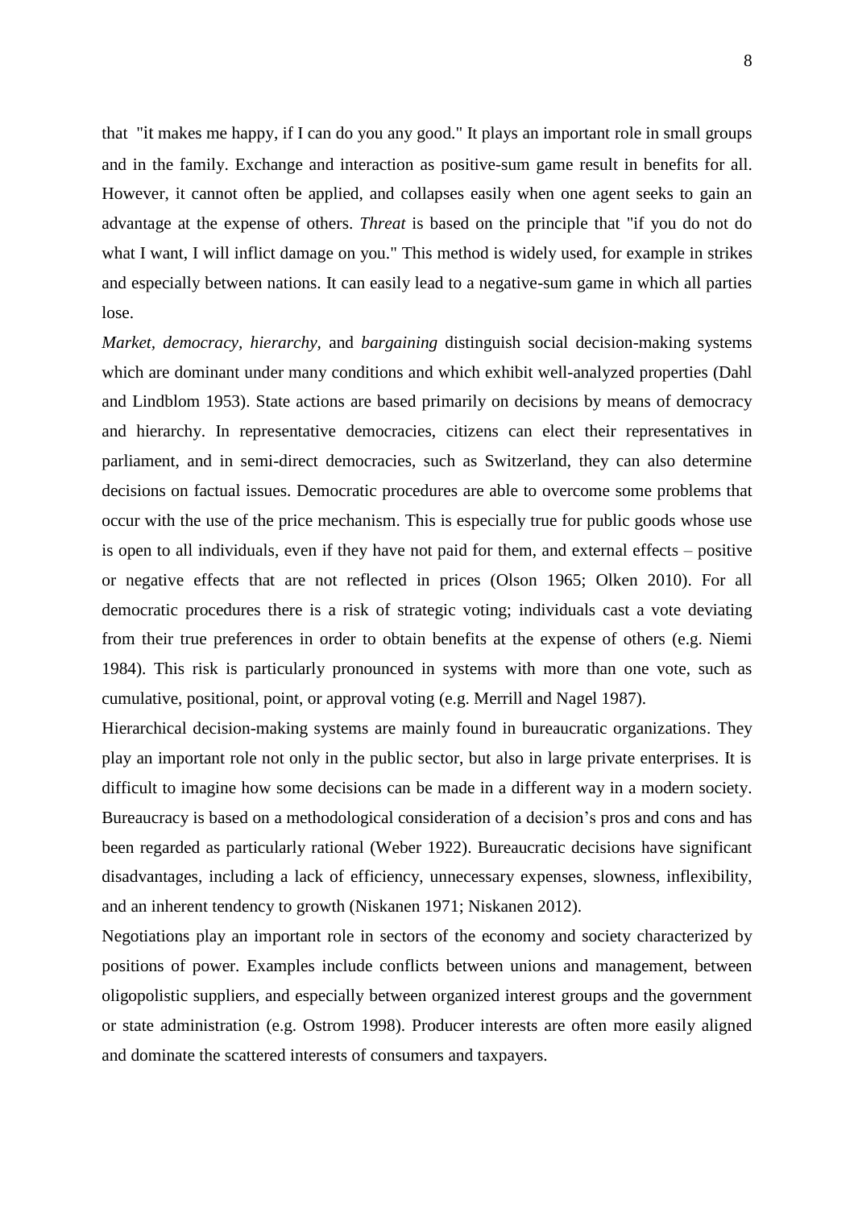that "it makes me happy, if I can do you any good." It plays an important role in small groups and in the family. Exchange and interaction as positive-sum game result in benefits for all. However, it cannot often be applied, and collapses easily when one agent seeks to gain an advantage at the expense of others. *Threat* is based on the principle that "if you do not do what I want, I will inflict damage on you." This method is widely used, for example in strikes and especially between nations. It can easily lead to a negative-sum game in which all parties lose.

*Market*, *democracy*, *hierarchy*, and *bargaining* distinguish social decision-making systems which are dominant under many conditions and which exhibit well-analyzed properties (Dahl and Lindblom 1953). State actions are based primarily on decisions by means of democracy and hierarchy. In representative democracies, citizens can elect their representatives in parliament, and in semi-direct democracies, such as Switzerland, they can also determine decisions on factual issues. Democratic procedures are able to overcome some problems that occur with the use of the price mechanism. This is especially true for public goods whose use is open to all individuals, even if they have not paid for them, and external effects – positive or negative effects that are not reflected in prices (Olson 1965; Olken 2010). For all democratic procedures there is a risk of strategic voting; individuals cast a vote deviating from their true preferences in order to obtain benefits at the expense of others (e.g. Niemi 1984). This risk is particularly pronounced in systems with more than one vote, such as cumulative, positional, point, or approval voting (e.g. Merrill and Nagel 1987).

Hierarchical decision-making systems are mainly found in bureaucratic organizations. They play an important role not only in the public sector, but also in large private enterprises. It is difficult to imagine how some decisions can be made in a different way in a modern society. Bureaucracy is based on a methodological consideration of a decision's pros and cons and has been regarded as particularly rational (Weber 1922). Bureaucratic decisions have significant disadvantages, including a lack of efficiency, unnecessary expenses, slowness, inflexibility, and an inherent tendency to growth (Niskanen 1971; Niskanen 2012).

Negotiations play an important role in sectors of the economy and society characterized by positions of power. Examples include conflicts between unions and management, between oligopolistic suppliers, and especially between organized interest groups and the government or state administration (e.g. Ostrom 1998). Producer interests are often more easily aligned and dominate the scattered interests of consumers and taxpayers.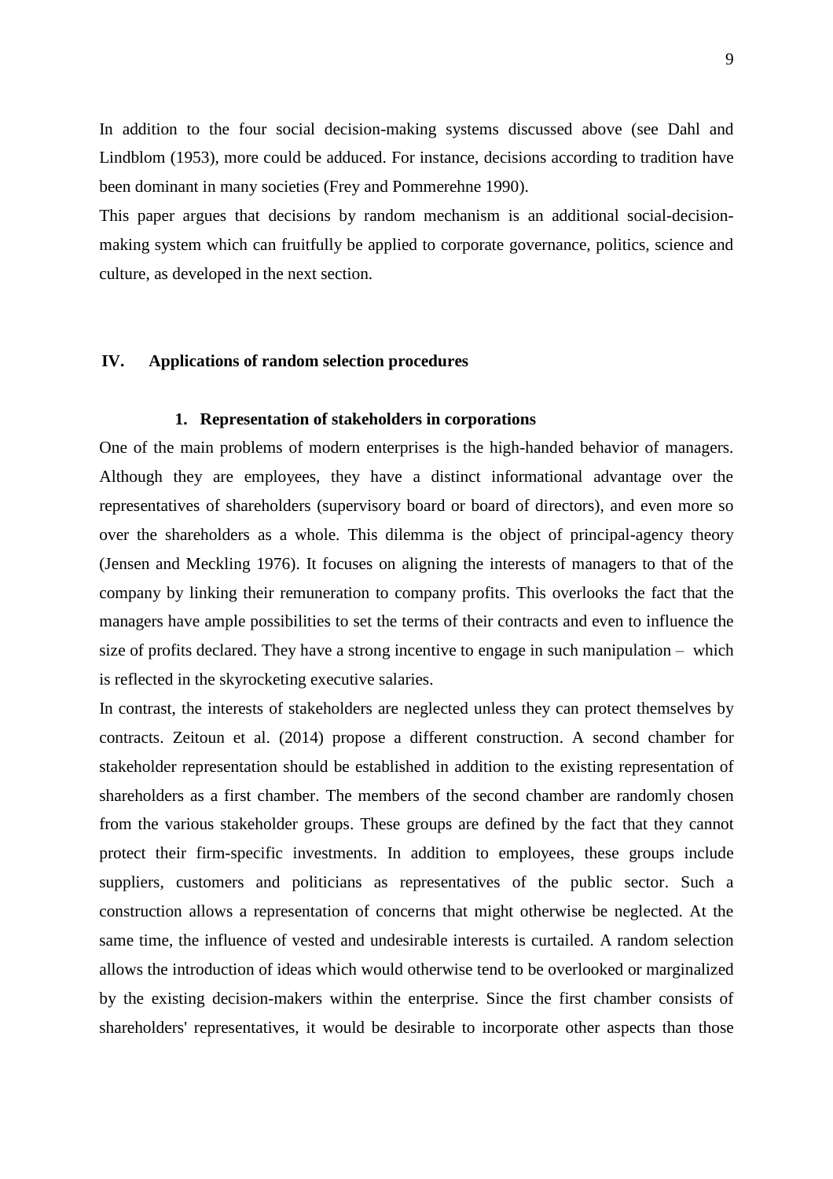In addition to the four social decision-making systems discussed above (see Dahl and Lindblom (1953), more could be adduced. For instance, decisions according to tradition have been dominant in many societies (Frey and Pommerehne 1990).

This paper argues that decisions by random mechanism is an additional social-decision-making system which can fruitfully be applied to corporate governance, politics, science and culture, as developed in the next section.

## IV. Applications of random selection procedures

### 1. Representation of stakeholders in corporations

One of the main problems of modern enterprises is the high-handed behavior of managers. Although they are employees, they have a distinct informational advantage over the representatives of shareholders (supervisory board or board of directors), and even more so over the shareholders as a whole. This dilemma is the object of principal-agency theory (Jensen and Meckling 1976). It focuses on aligning the interests of managers to that of the company by linking their remuneration to company profits. This overlooks the fact that the managers have ample possibilities to set the terms of their contracts and even to influence the size of profits declared. They have a strong incentive to engage in such manipulation – which is reflected in the skyrocketing executive salaries.

In contrast, the interests of stakeholders are neglected unless they can protect themselves by contracts. Zeitoun et al. (2014) propose a different construction. A second chamber for stakeholder representation should be established in addition to the existing representation of shareholders as a first chamber. The members of the second chamber are randomly chosen from the various stakeholder groups. These groups are defined by the fact that they cannot protect their firm-specific investments. In addition to employees, these groups include suppliers, customers and politicians as representatives of the public sector. Such a construction allows a representation of concerns that might otherwise be neglected. At the same time, the influence of vested and undesirable interests is curtailed. A random selection allows the introduction of ideas which would otherwise tend to be overlooked or marginalized by the existing decision-makers within the enterprise. Since the first chamber consists of shareholders' representatives, it would be desirable to incorporate other aspects than those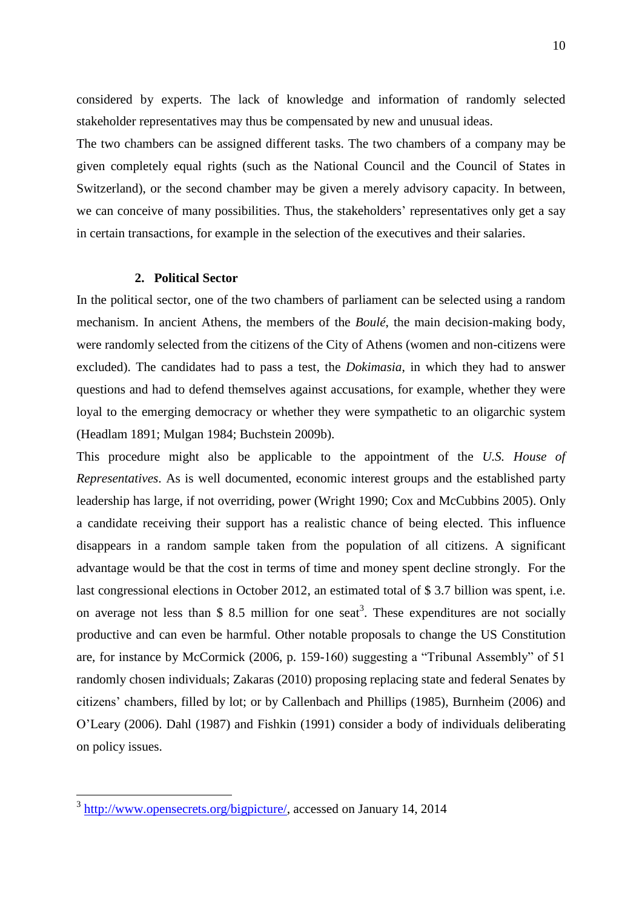considered by experts. The lack of knowledge and information of randomly selected stakeholder representatives may thus be compensated by new and unusual ideas.

The two chambers can be assigned different tasks. The two chambers of a company may be given completely equal rights (such as the National Council and the Council of States in Switzerland), or the second chamber may be given a merely advisory capacity. In between, we can conceive of many possibilities. Thus, the stakeholders' representatives only get a say in certain transactions, for example in the selection of the executives and their salaries.

## 2. Political Sector

In the political sector, one of the two chambers of parliament can be selected using a random mechanism. In ancient Athens, the members of the *Boulé*, the main decision-making body, were randomly selected from the citizens of the City of Athens (women and non-citizens were excluded). The candidates had to pass a test, the *Dokimasia*, in which they had to answer questions and had to defend themselves against accusations, for example, whether they were loyal to the emerging democracy or whether they were sympathetic to an oligarchic system (Headlam 1891; Mulgan 1984; Buchstein 2009b).

This procedure might also be applicable to the appointment of the *U.S. House of Representatives*. As is well documented, economic interest groups and the established party leadership has large, if not overriding, power (Wright 1990; Cox and McCubbins 2005). Only a candidate receiving their support has a realistic chance of being elected. This influence disappears in a random sample taken from the population of all citizens. A significant advantage would be that the cost in terms of time and money spent decline strongly. For the last congressional elections in October 2012, an estimated total of $ 3.7 billion was spent, i.e. on average not less than $ 8.5 million for one seat[3]. These expenditures are not socially productive and can even be harmful. Other notable proposals to change the US Constitution are, for instance by McCormick (2006, p. 159-160) suggesting a "Tribunal Assembly" of 51 randomly chosen individuals; Zakaras (2010) proposing replacing state and federal Senates by citizens' chambers, filled by lot; or by Callenbach and Phillips (1985), Burnheim (2006) and O'Leary (2006). Dahl (1987) and Fishkin (1991) consider a body of individuals deliberating on policy issues.

---

[3] http://www.opensecrets.org/bigpicture/, accessed on January 14, 2014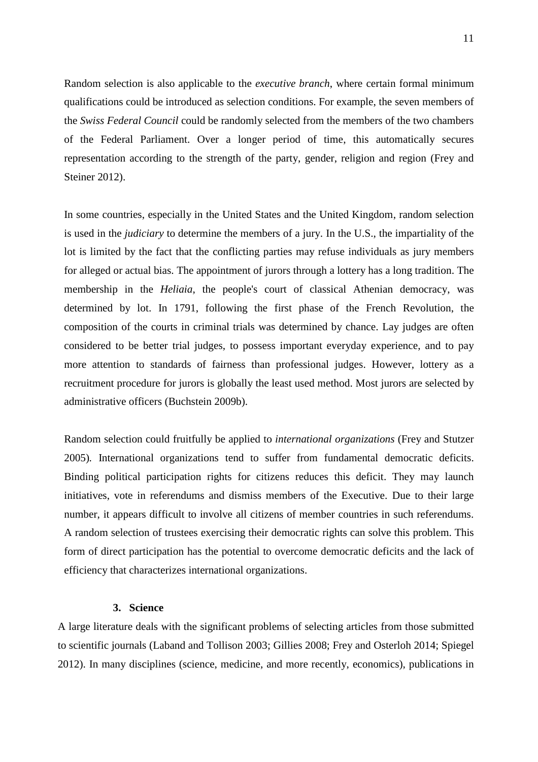Random selection is also applicable to the *executive branch*, where certain formal minimum qualifications could be introduced as selection conditions. For example, the seven members of the *Swiss Federal Council* could be randomly selected from the members of the two chambers of the Federal Parliament. Over a longer period of time, this automatically secures representation according to the strength of the party, gender, religion and region (Frey and Steiner 2012).

In some countries, especially in the United States and the United Kingdom, random selection is used in the *judiciary* to determine the members of a jury. In the U.S., the impartiality of the lot is limited by the fact that the conflicting parties may refuse individuals as jury members for alleged or actual bias. The appointment of jurors through a lottery has a long tradition. The membership in the *Heliaia*, the people's court of classical Athenian democracy, was determined by lot. In 1791, following the first phase of the French Revolution, the composition of the courts in criminal trials was determined by chance. Lay judges are often considered to be better trial judges, to possess important everyday experience, and to pay more attention to standards of fairness than professional judges. However, lottery as a recruitment procedure for jurors is globally the least used method. Most jurors are selected by administrative officers (Buchstein 2009b).

Random selection could fruitfully be applied to *international organizations* (Frey and Stutzer 2005). International organizations tend to suffer from fundamental democratic deficits. Binding political participation rights for citizens reduces this deficit. They may launch initiatives, vote in referendums and dismiss members of the Executive. Due to their large number, it appears difficult to involve all citizens of member countries in such referendums. A random selection of trustees exercising their democratic rights can solve this problem. This form of direct participation has the potential to overcome democratic deficits and the lack of efficiency that characterizes international organizations.

## 3. Science

A large literature deals with the significant problems of selecting articles from those submitted to scientific journals (Laband and Tollison 2003; Gillies 2008; Frey and Osterloh 2014; Spiegel 2012). In many disciplines (science, medicine, and more recently, economics), publications in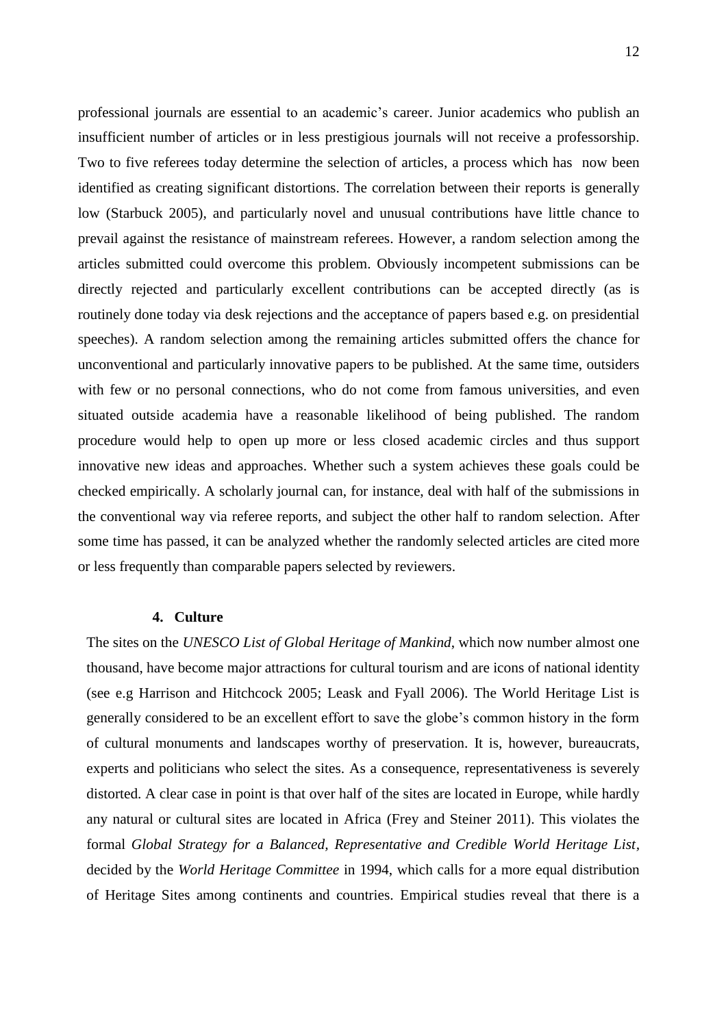professional journals are essential to an academic's career. Junior academics who publish an insufficient number of articles or in less prestigious journals will not receive a professorship. Two to five referees today determine the selection of articles, a process which has now been identified as creating significant distortions. The correlation between their reports is generally low (Starbuck 2005), and particularly novel and unusual contributions have little chance to prevail against the resistance of mainstream referees. However, a random selection among the articles submitted could overcome this problem. Obviously incompetent submissions can be directly rejected and particularly excellent contributions can be accepted directly (as is routinely done today via desk rejections and the acceptance of papers based e.g. on presidential speeches). A random selection among the remaining articles submitted offers the chance for unconventional and particularly innovative papers to be published. At the same time, outsiders with few or no personal connections, who do not come from famous universities, and even situated outside academia have a reasonable likelihood of being published. The random procedure would help to open up more or less closed academic circles and thus support innovative new ideas and approaches. Whether such a system achieves these goals could be checked empirically. A scholarly journal can, for instance, deal with half of the submissions in the conventional way via referee reports, and subject the other half to random selection. After some time has passed, it can be analyzed whether the randomly selected articles are cited more or less frequently than comparable papers selected by reviewers.

## 4. Culture

The sites on the *UNESCO List of Global Heritage of Mankind*, which now number almost one thousand, have become major attractions for cultural tourism and are icons of national identity (see e.g Harrison and Hitchcock 2005; Leask and Fyall 2006). The World Heritage List is generally considered to be an excellent effort to save the globe's common history in the form of cultural monuments and landscapes worthy of preservation. It is, however, bureaucrats, experts and politicians who select the sites. As a consequence, representativeness is severely distorted. A clear case in point is that over half of the sites are located in Europe, while hardly any natural or cultural sites are located in Africa (Frey and Steiner 2011). This violates the formal *Global Strategy for a Balanced, Representative and Credible World Heritage List*, decided by the *World Heritage Committee* in 1994, which calls for a more equal distribution of Heritage Sites among continents and countries. Empirical studies reveal that there is a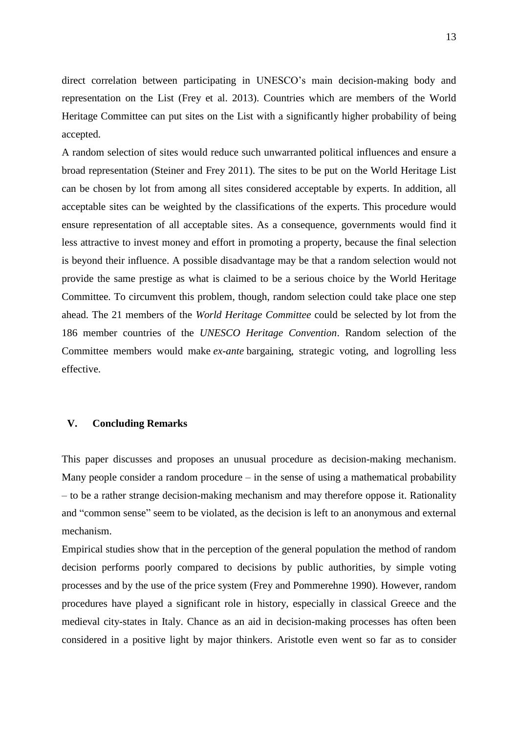direct correlation between participating in UNESCO's main decision-making body and representation on the List (Frey et al. 2013). Countries which are members of the World Heritage Committee can put sites on the List with a significantly higher probability of being accepted.

A random selection of sites would reduce such unwarranted political influences and ensure a broad representation (Steiner and Frey 2011). The sites to be put on the World Heritage List can be chosen by lot from among all sites considered acceptable by experts. In addition, all acceptable sites can be weighted by the classifications of the experts. This procedure would ensure representation of all acceptable sites. As a consequence, governments would find it less attractive to invest money and effort in promoting a property, because the final selection is beyond their influence. A possible disadvantage may be that a random selection would not provide the same prestige as what is claimed to be a serious choice by the World Heritage Committee. To circumvent this problem, though, random selection could take place one step ahead. The 21 members of the *World Heritage Committee* could be selected by lot from the 186 member countries of the *UNESCO Heritage Convention*. Random selection of the Committee members would make *ex-ante* bargaining, strategic voting, and logrolling less effective.

## V. Concluding Remarks

This paper discusses and proposes an unusual procedure as decision-making mechanism. Many people consider a random procedure – in the sense of using a mathematical probability – to be a rather strange decision-making mechanism and may therefore oppose it. Rationality and "common sense" seem to be violated, as the decision is left to an anonymous and external mechanism.

Empirical studies show that in the perception of the general population the method of random decision performs poorly compared to decisions by public authorities, by simple voting processes and by the use of the price system (Frey and Pommerehne 1990). However, random procedures have played a significant role in history, especially in classical Greece and the medieval city-states in Italy. Chance as an aid in decision-making processes has often been considered in a positive light by major thinkers. Aristotle even went so far as to consider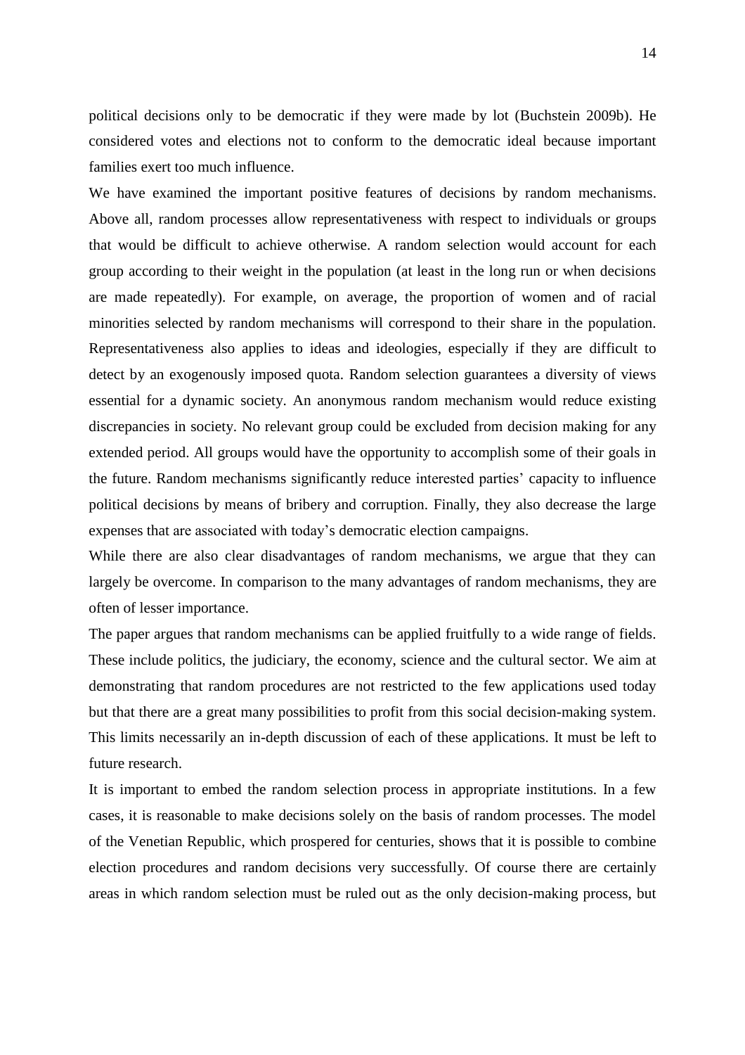political decisions only to be democratic if they were made by lot (Buchstein 2009b). He considered votes and elections not to conform to the democratic ideal because important families exert too much influence.

We have examined the important positive features of decisions by random mechanisms. Above all, random processes allow representativeness with respect to individuals or groups that would be difficult to achieve otherwise. A random selection would account for each group according to their weight in the population (at least in the long run or when decisions are made repeatedly). For example, on average, the proportion of women and of racial minorities selected by random mechanisms will correspond to their share in the population. Representativeness also applies to ideas and ideologies, especially if they are difficult to detect by an exogenously imposed quota. Random selection guarantees a diversity of views essential for a dynamic society. An anonymous random mechanism would reduce existing discrepancies in society. No relevant group could be excluded from decision making for any extended period. All groups would have the opportunity to accomplish some of their goals in the future. Random mechanisms significantly reduce interested parties' capacity to influence political decisions by means of bribery and corruption. Finally, they also decrease the large expenses that are associated with today's democratic election campaigns.

While there are also clear disadvantages of random mechanisms, we argue that they can largely be overcome. In comparison to the many advantages of random mechanisms, they are often of lesser importance.

The paper argues that random mechanisms can be applied fruitfully to a wide range of fields. These include politics, the judiciary, the economy, science and the cultural sector. We aim at demonstrating that random procedures are not restricted to the few applications used today but that there are a great many possibilities to profit from this social decision-making system. This limits necessarily an in-depth discussion of each of these applications. It must be left to future research.

It is important to embed the random selection process in appropriate institutions. In a few cases, it is reasonable to make decisions solely on the basis of random processes. The model of the Venetian Republic, which prospered for centuries, shows that it is possible to combine election procedures and random decisions very successfully. Of course there are certainly areas in which random selection must be ruled out as the only decision-making process, but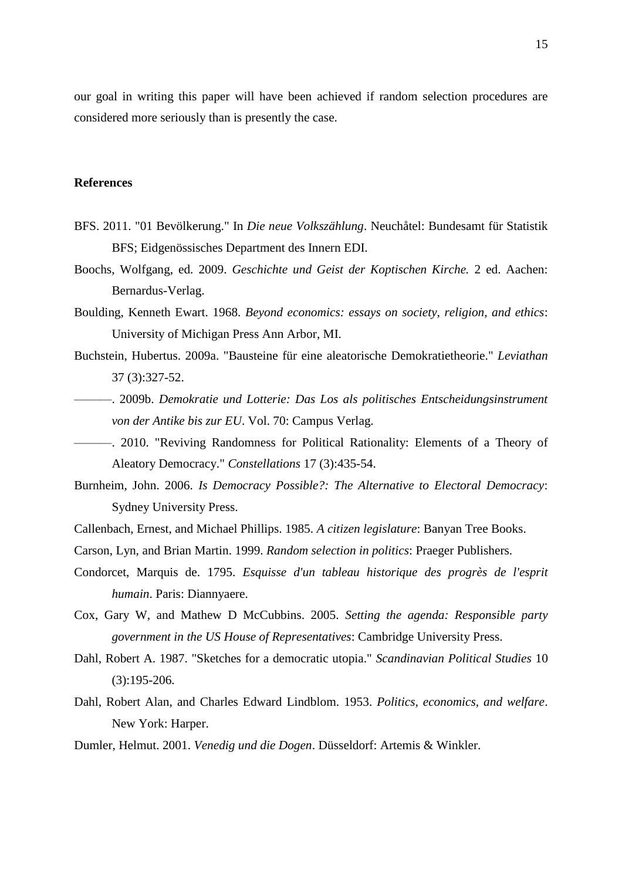our goal in writing this paper will have been achieved if random selection procedures are considered more seriously than is presently the case.

## References

BFS. 2011. "01 Bevölkerung." In *Die neue Volkszählung*. Neuchâtel: Bundesamt für Statistik BFS; Eidgenössisches Department des Innern EDI.

Boochs, Wolfgang, ed. 2009. *Geschichte und Geist der Koptischen Kirche.* 2 ed. Aachen: Bernardus-Verlag.

Boulding, Kenneth Ewart. 1968. *Beyond economics: essays on society, religion, and ethics*: University of Michigan Press Ann Arbor, MI.

Buchstein, Hubertus. 2009a. "Bausteine für eine aleatorische Demokratietheorie." *Leviathan* 37 (3):327-52.

———. 2009b. *Demokratie und Lotterie: Das Los als politisches Entscheidungsinstrument von der Antike bis zur EU*. Vol. 70: Campus Verlag.

———. 2010. "Reviving Randomness for Political Rationality: Elements of a Theory of Aleatory Democracy." *Constellations* 17 (3):435-54.

Burnheim, John. 2006. *Is Democracy Possible?: The Alternative to Electoral Democracy*: Sydney University Press.

Callenbach, Ernest, and Michael Phillips. 1985. *A citizen legislature*: Banyan Tree Books.

Carson, Lyn, and Brian Martin. 1999. *Random selection in politics*: Praeger Publishers.

Condorcet, Marquis de. 1795. *Esquisse d'un tableau historique des progrès de l'esprit humain*. Paris: Diannyaere.

Cox, Gary W, and Mathew D McCubbins. 2005. *Setting the agenda: Responsible party government in the US House of Representatives*: Cambridge University Press.

Dahl, Robert A. 1987. "Sketches for a democratic utopia." *Scandinavian Political Studies* 10 (3):195-206.

Dahl, Robert Alan, and Charles Edward Lindblom. 1953. *Politics, economics, and welfare*. New York: Harper.

Dumler, Helmut. 2001. *Venedig und die Dogen*. Düsseldorf: Artemis & Winkler.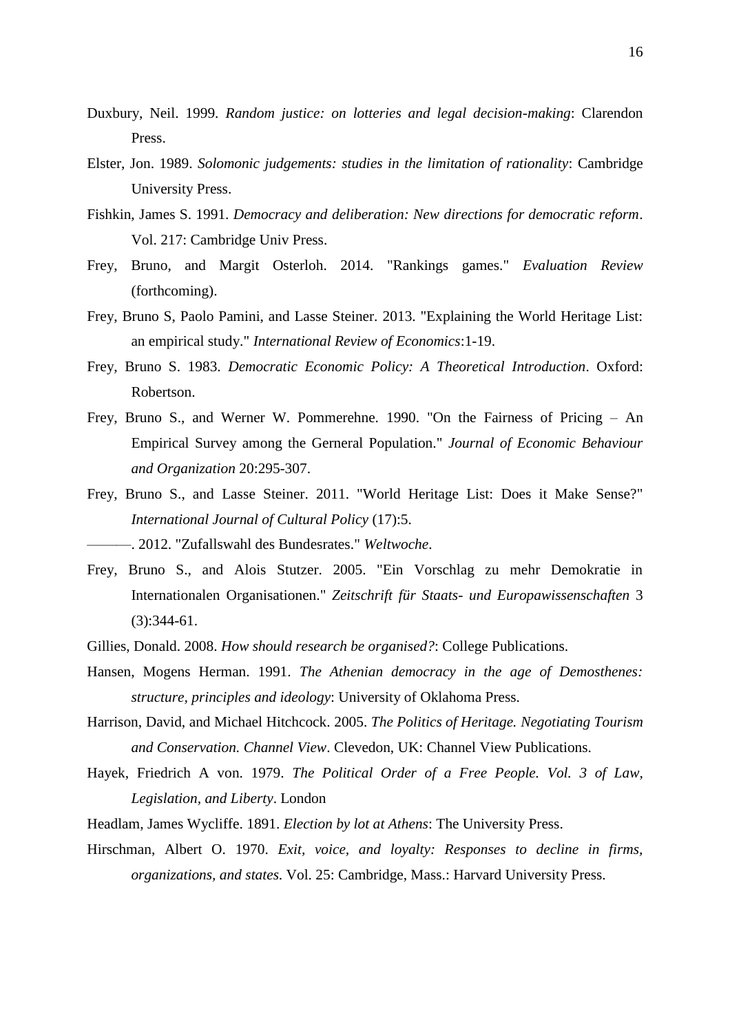Duxbury, Neil. 1999. *Random justice: on lotteries and legal decision-making*: Clarendon Press.

Elster, Jon. 1989. *Solomonic judgements: studies in the limitation of rationality*: Cambridge University Press.

Fishkin, James S. 1991. *Democracy and deliberation: New directions for democratic reform*. Vol. 217: Cambridge Univ Press.

Frey, Bruno, and Margit Osterloh. 2014. "Rankings games." *Evaluation Review* (forthcoming).

Frey, Bruno S, Paolo Pamini, and Lasse Steiner. 2013. "Explaining the World Heritage List: an empirical study." *International Review of Economics*:1-19.

Frey, Bruno S. 1983. *Democratic Economic Policy: A Theoretical Introduction*. Oxford: Robertson.

Frey, Bruno S., and Werner W. Pommerehne. 1990. "On the Fairness of Pricing – An Empirical Survey among the Gerneral Population." *Journal of Economic Behaviour and Organization* 20:295-307.

Frey, Bruno S., and Lasse Steiner. 2011. "World Heritage List: Does it Make Sense?" *International Journal of Cultural Policy* (17):5.

———. 2012. "Zufallswahl des Bundesrates." *Weltwoche*.

Frey, Bruno S., and Alois Stutzer. 2005. "Ein Vorschlag zu mehr Demokratie in Internationalen Organisationen." *Zeitschrift für Staats- und Europawissenschaften* 3 (3):344-61.

Gillies, Donald. 2008. *How should research be organised?*: College Publications.

Hansen, Mogens Herman. 1991. *The Athenian democracy in the age of Demosthenes: structure, principles and ideology*: University of Oklahoma Press.

Harrison, David, and Michael Hitchcock. 2005. *The Politics of Heritage. Negotiating Tourism and Conservation. Channel View*. Clevedon, UK: Channel View Publications.

Hayek, Friedrich A von. 1979. *The Political Order of a Free People. Vol. 3 of Law, Legislation, and Liberty*. London

Headlam, James Wycliffe. 1891. *Election by lot at Athens*: The University Press.

Hirschman, Albert O. 1970. *Exit, voice, and loyalty: Responses to decline in firms, organizations, and states*. Vol. 25: Cambridge, Mass.: Harvard University Press.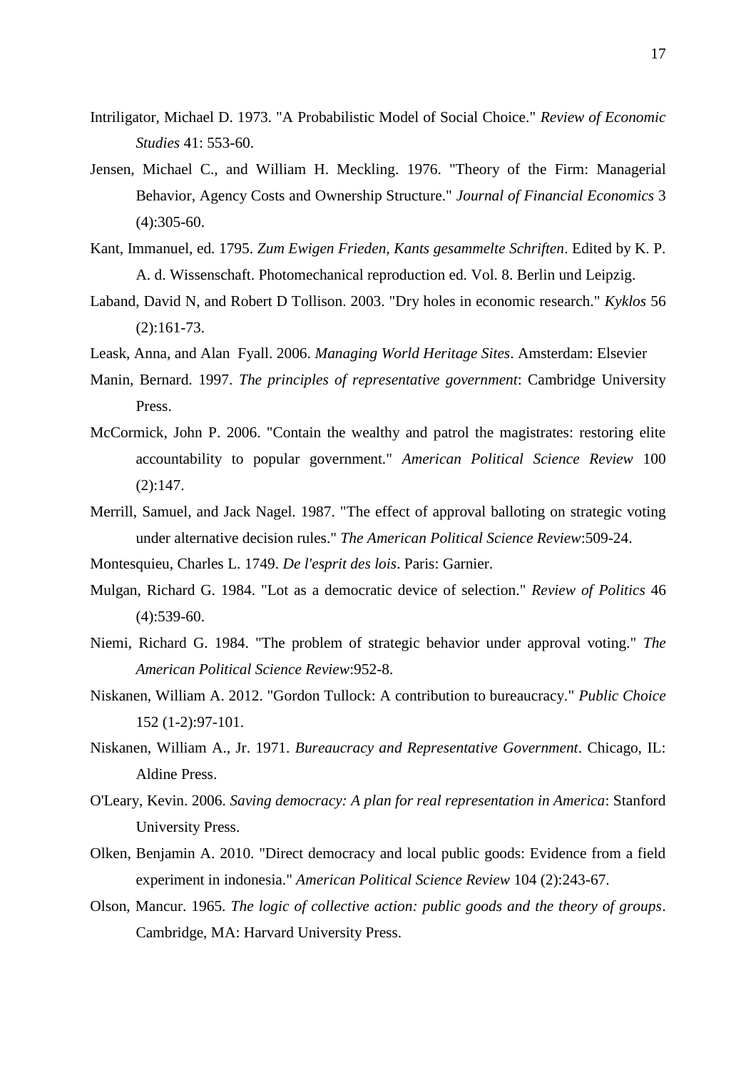Intriligator, Michael D. 1973. "A Probabilistic Model of Social Choice." *Review of Economic Studies* 41: 553-60.

Jensen, Michael C., and William H. Meckling. 1976. "Theory of the Firm: Managerial Behavior, Agency Costs and Ownership Structure." *Journal of Financial Economics* 3 (4):305-60.

Kant, Immanuel, ed. 1795. *Zum Ewigen Frieden, Kants gesammelte Schriften*. Edited by K. P. A. d. Wissenschaft. Photomechanical reproduction ed. Vol. 8. Berlin und Leipzig.

Laband, David N, and Robert D Tollison. 2003. "Dry holes in economic research." *Kyklos* 56 (2):161-73.

Leask, Anna, and Alan Fyall. 2006. *Managing World Heritage Sites*. Amsterdam: Elsevier

Manin, Bernard. 1997. *The principles of representative government*: Cambridge University Press.

McCormick, John P. 2006. "Contain the wealthy and patrol the magistrates: restoring elite accountability to popular government." *American Political Science Review* 100 (2):147.

Merrill, Samuel, and Jack Nagel. 1987. "The effect of approval balloting on strategic voting under alternative decision rules." *The American Political Science Review*:509-24.

Montesquieu, Charles L. 1749. *De l'esprit des lois*. Paris: Garnier.

Mulgan, Richard G. 1984. "Lot as a democratic device of selection." *Review of Politics* 46 (4):539-60.

Niemi, Richard G. 1984. "The problem of strategic behavior under approval voting." *The American Political Science Review*:952-8.

Niskanen, William A. 2012. "Gordon Tullock: A contribution to bureaucracy." *Public Choice* 152 (1-2):97-101.

Niskanen, William A., Jr. 1971. *Bureaucracy and Representative Government*. Chicago, IL: Aldine Press.

O'Leary, Kevin. 2006. *Saving democracy: A plan for real representation in America*: Stanford University Press.

Olken, Benjamin A. 2010. "Direct democracy and local public goods: Evidence from a field experiment in indonesia." *American Political Science Review* 104 (2):243-67.

Olson, Mancur. 1965. *The logic of collective action: public goods and the theory of groups*. Cambridge, MA: Harvard University Press.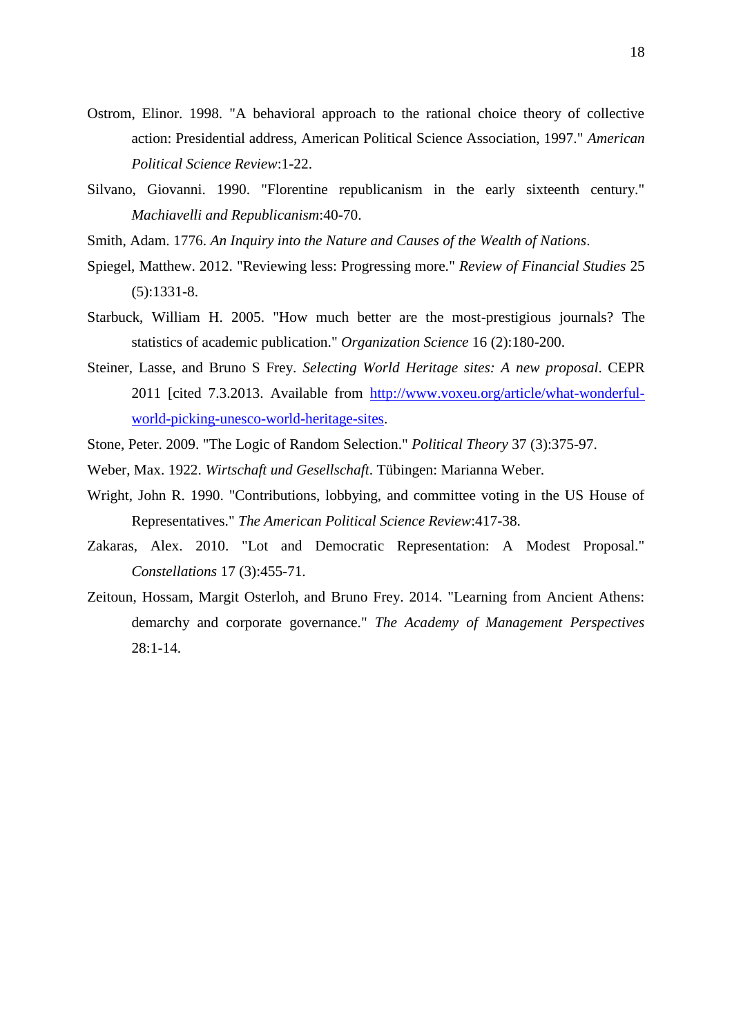Ostrom, Elinor. 1998. "A behavioral approach to the rational choice theory of collective action: Presidential address, American Political Science Association, 1997." *American Political Science Review*:1-22.

Silvano, Giovanni. 1990. "Florentine republicanism in the early sixteenth century." *Machiavelli and Republicanism*:40-70.

Smith, Adam. 1776. *An Inquiry into the Nature and Causes of the Wealth of Nations*.

Spiegel, Matthew. 2012. "Reviewing less: Progressing more." *Review of Financial Studies* 25 (5):1331-8.

Starbuck, William H. 2005. "How much better are the most-prestigious journals? The statistics of academic publication." *Organization Science* 16 (2):180-200.

Steiner, Lasse, and Bruno S Frey. *Selecting World Heritage sites: A new proposal*. CEPR 2011 [cited 7.3.2013. Available from http://www.voxeu.org/article/what-wonderful-world-picking-unesco-world-heritage-sites.

Stone, Peter. 2009. "The Logic of Random Selection." *Political Theory* 37 (3):375-97.

Weber, Max. 1922. *Wirtschaft und Gesellschaft*. Tübingen: Marianna Weber.

Wright, John R. 1990. "Contributions, lobbying, and committee voting in the US House of Representatives." *The American Political Science Review*:417-38.

Zakaras, Alex. 2010. "Lot and Democratic Representation: A Modest Proposal." *Constellations* 17 (3):455-71.

Zeitoun, Hossam, Margit Osterloh, and Bruno Frey. 2014. "Learning from Ancient Athens: demarchy and corporate governance." *The Academy of Management Perspectives* 28:1-14.